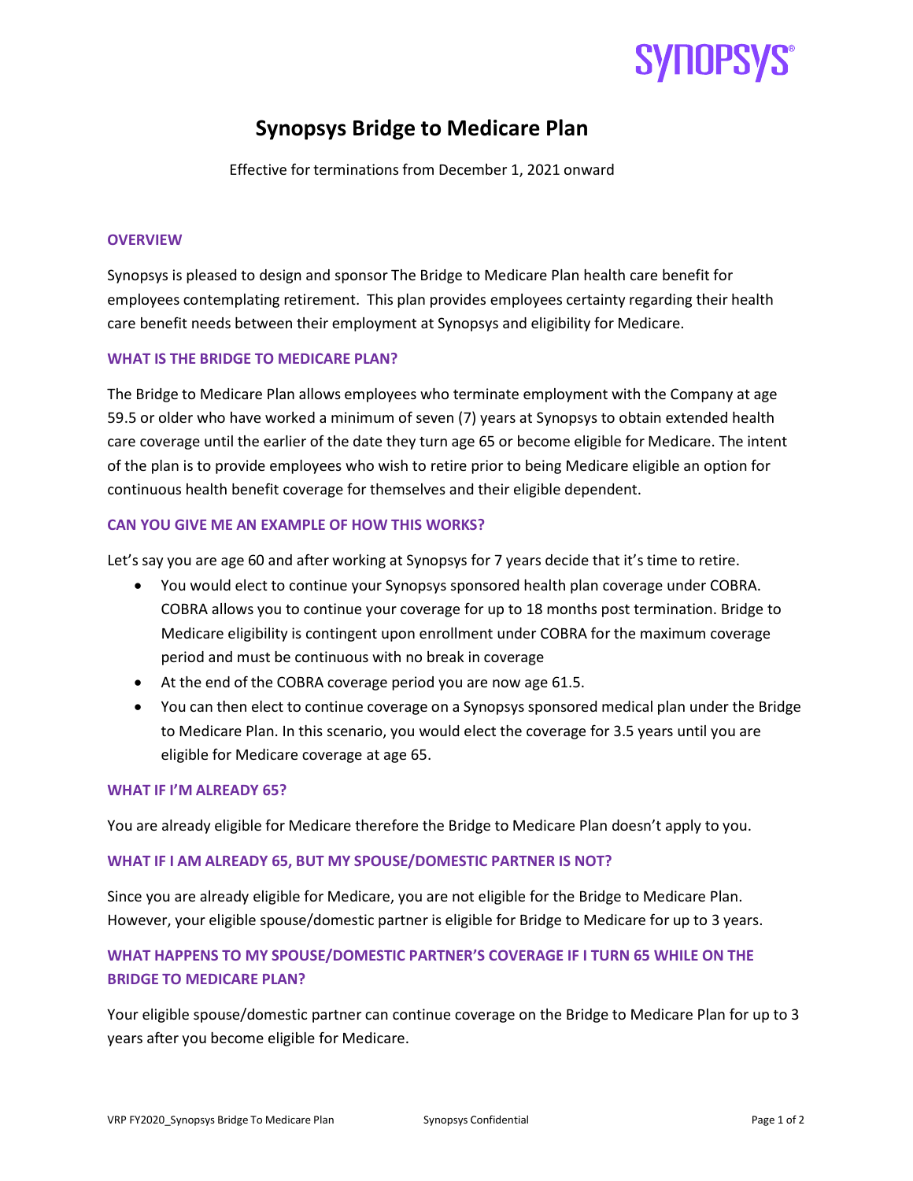# Synopsys Bridge to Medicare Plan

Effective for terminations from December 1, 2021 onward

## OVERVIEW

Synopsys is pleased to design and sponsor The Bridge to Medicare Plan health care benefit for employees contemplating retirement. This plan provides employees certainty regarding their health care benefit needs between their employment at Synopsys and eligibility for Medicare.

## WHAT IS THE BRIDGE TO MEDICARE PLAN?

The Bridge to Medicare Plan allows employees who terminate employment with the Company at age 59.5 or older who have worked a minimum of seven (7) years at Synopsys to obtain extended health care coverage until the earlier of the date they turn age 65 or become eligible for Medicare. The intent of the plan is to provide employees who wish to retire prior to being Medicare eligible an option for continuous health benefit coverage for themselves and their eligible dependent.

## CAN YOU GIVE ME AN EXAMPLE OF HOW THIS WORKS?

Let's say you are age 60 and after working at Synopsys for 7 years decide that it's time to retire.

- You would elect to continue your Synopsys sponsored health plan coverage under COBRA. COBRA allows you to continue your coverage for up to 18 months post termination. Bridge to Medicare eligibility is contingent upon enrollment under COBRA for the maximum coverage period and must be continuous with no break in coverage
- At the end of the COBRA coverage period you are now age 61.5.
- You can then elect to continue coverage on a Synopsys sponsored medical plan under the Bridge to Medicare Plan. In this scenario, you would elect the coverage for 3.5 years until you are eligible for Medicare coverage at age 65.

## WHAT IF I'M ALREADY 65?

You are already eligible for Medicare therefore the Bridge to Medicare Plan doesn't apply to you.

## WHAT IF I AM ALREADY 65, BUT MY SPOUSE/DOMESTIC PARTNER IS NOT?

Since you are already eligible for Medicare, you are not eligible for the Bridge to Medicare Plan. However, your eligible spouse/domestic partner is eligible for Bridge to Medicare for up to 3 years.

## WHAT HAPPENS TO MY SPOUSE/DOMESTIC PARTNER'S COVERAGE IF I TURN 65 WHILE ON THE BRIDGE TO MEDICARE PLAN?

Your eligible spouse/domestic partner can continue coverage on the Bridge to Medicare Plan for up to 3 years after you become eligible for Medicare.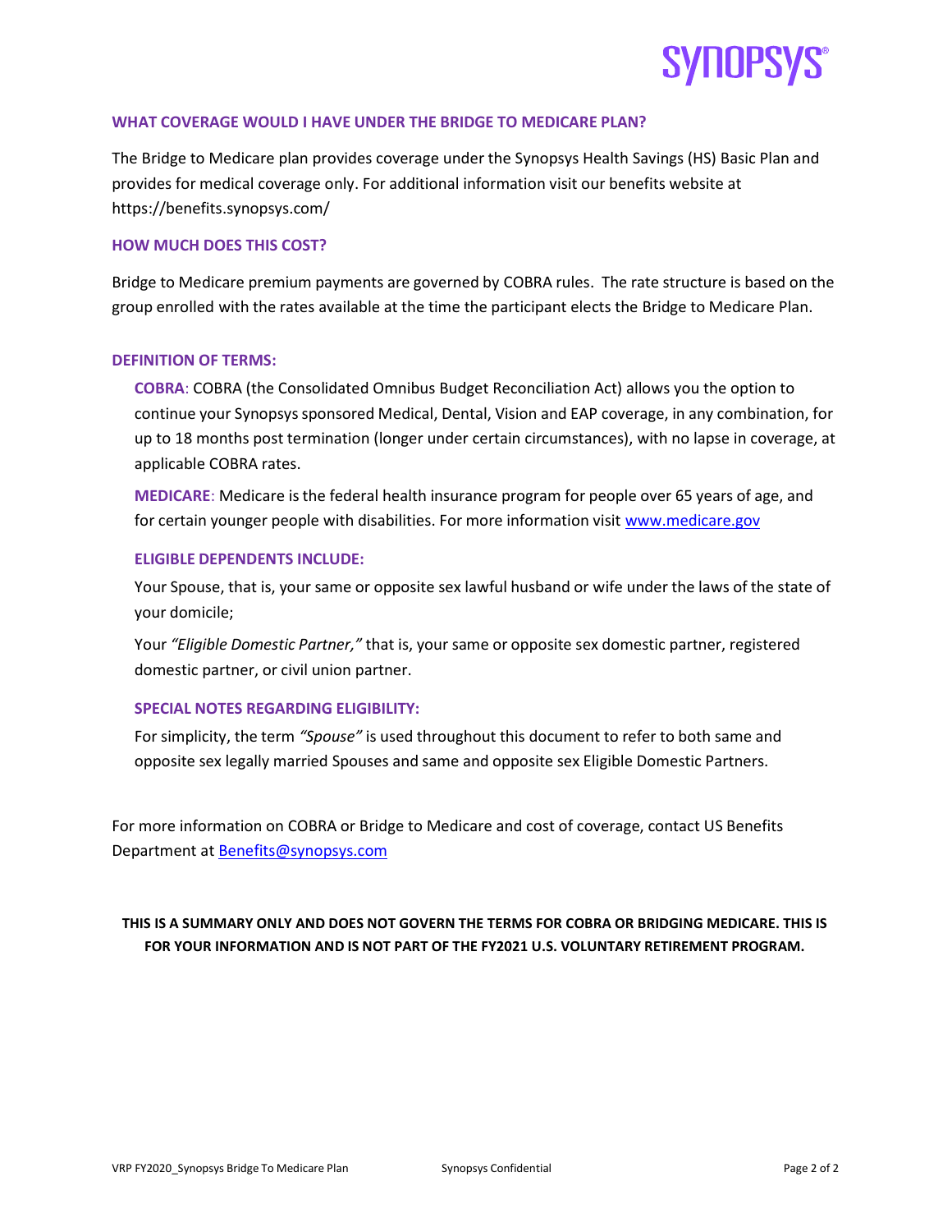## WHAT COVERAGE WOULD I HAVE UNDER THE BRIDGE TO MEDICARE PLAN?

The Bridge to Medicare plan provides coverage under the Synopsys Health Savings (HS) Basic Plan and provides for medical coverage only. For additional information visit our benefits website at https://benefits.synopsys.com/

## HOW MUCH DOES THIS COST?

Bridge to Medicare premium payments are governed by COBRA rules. The rate structure is based on the group enrolled with the rates available at the time the participant elects the Bridge to Medicare Plan.

## DEFINITION OF TERMS:

**COBRA**: COBRA (the Consolidated Omnibus Budget Reconciliation Act) allows you the option to continue your Synopsys sponsored Medical, Dental, Vision and EAP coverage, in any combination, for up to 18 months post termination (longer under certain circumstances), with no lapse in coverage, at applicable COBRA rates.

**MEDICARE**: Medicare is the federal health insurance program for people over 65 years of age, and for certain younger people with disabilities. For more information visit www.medicare.gov

### ELIGIBLE DEPENDENTS INCLUDE:

Your Spouse, that is, your same or opposite sex lawful husband or wife under the laws of the state of your domicile;

Your *"Eligible Domestic Partner,"* that is, your same or opposite sex domestic partner, registered domestic partner, or civil union partner.

### SPECIAL NOTES REGARDING ELIGIBILITY:

For simplicity, the term *"Spouse"* is used throughout this document to refer to both same and opposite sex legally married Spouses and same and opposite sex Eligible Domestic Partners.

For more information on COBRA or Bridge to Medicare and cost of coverage, contact US Benefits Department at Benefits@synopsys.com

**THIS IS A SUMMARY ONLY AND DOES NOT GOVERN THE TERMS FOR COBRA OR BRIDGING MEDICARE. THIS IS FOR YOUR INFORMATION AND IS NOT PART OF THE FY2021 U.S. VOLUNTARY RETIREMENT PROGRAM.**